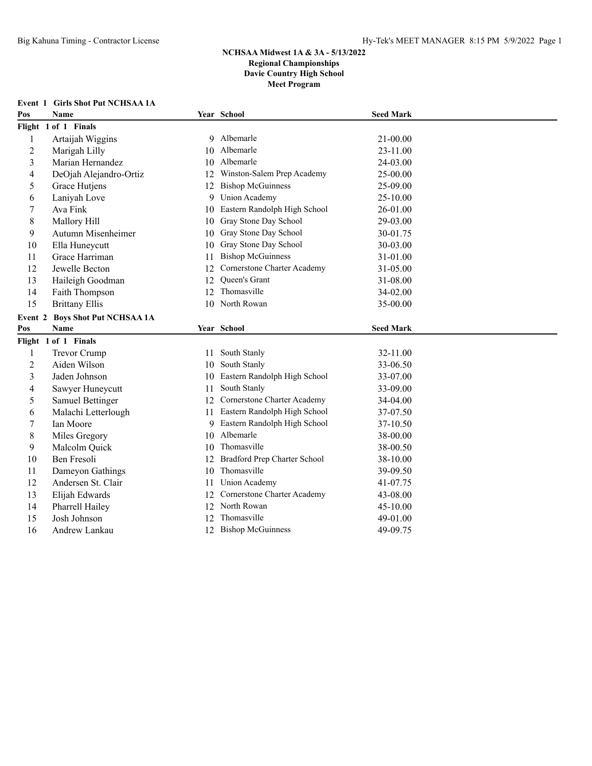**NCHSAA Midwest 1A & 3A - 5/13/2022**
**Regional Championships**
**Davie Country High School**
**Meet Program**

### Event 1 Girls Shot Put NCHSAA 1A

| Pos | Name | Year | School | Seed Mark |
|---|---|---|---|---|
| **Flight 1 of 1 Finals** | | | | |
| 1 | Artaijah Wiggins | 9 | Albemarle | 21-00.00 |
| 2 | Marigah Lilly | 10 | Albemarle | 23-11.00 |
| 3 | Marian Hernandez | 10 | Albemarle | 24-03.00 |
| 4 | DeOjah Alejandro-Ortiz | 12 | Winston-Salem Prep Academy | 25-00.00 |
| 5 | Grace Hutjens | 12 | Bishop McGuinness | 25-09.00 |
| 6 | Laniyah Love | 9 | Union Academy | 25-10.00 |
| 7 | Ava Fink | 10 | Eastern Randolph High School | 26-01.00 |
| 8 | Mallory Hill | 10 | Gray Stone Day School | 29-03.00 |
| 9 | Autumn Misenheimer | 10 | Gray Stone Day School | 30-01.75 |
| 10 | Ella Huneycutt | 10 | Gray Stone Day School | 30-03.00 |
| 11 | Grace Harriman | 11 | Bishop McGuinness | 31-01.00 |
| 12 | Jewelle Becton | 12 | Cornerstone Charter Academy | 31-05.00 |
| 13 | Haileigh Goodman | 12 | Queen's Grant | 31-08.00 |
| 14 | Faith Thompson | 12 | Thomasville | 34-02.00 |
| 15 | Brittany Ellis | 10 | North Rowan | 35-00.00 |

### Event 2 Boys Shot Put NCHSAA 1A

| Pos | Name | Year | School | Seed Mark |
|---|---|---|---|---|
| **Flight 1 of 1 Finals** | | | | |
| 1 | Trevor Crump | 11 | South Stanly | 32-11.00 |
| 2 | Aiden Wilson | 10 | South Stanly | 33-06.50 |
| 3 | Jaden Johnson | 10 | Eastern Randolph High School | 33-07.00 |
| 4 | Sawyer Huneycutt | 11 | South Stanly | 33-09.00 |
| 5 | Samuel Bettinger | 12 | Cornerstone Charter Academy | 34-04.00 |
| 6 | Malachi Letterlough | 11 | Eastern Randolph High School | 37-07.50 |
| 7 | Ian Moore | 9 | Eastern Randolph High School | 37-10.50 |
| 8 | Miles Gregory | 10 | Albemarle | 38-00.00 |
| 9 | Malcolm Quick | 10 | Thomasville | 38-00.50 |
| 10 | Ben Fresoli | 12 | Bradford Prep Charter School | 38-10.00 |
| 11 | Dameyon Gathings | 10 | Thomasville | 39-09.50 |
| 12 | Andersen St. Clair | 11 | Union Academy | 41-07.75 |
| 13 | Elijah Edwards | 12 | Cornerstone Charter Academy | 43-08.00 |
| 14 | Pharrell Hailey | 12 | North Rowan | 45-10.00 |
| 15 | Josh Johnson | 12 | Thomasville | 49-01.00 |
| 16 | Andrew Lankau | 12 | Bishop McGuinness | 49-09.75 |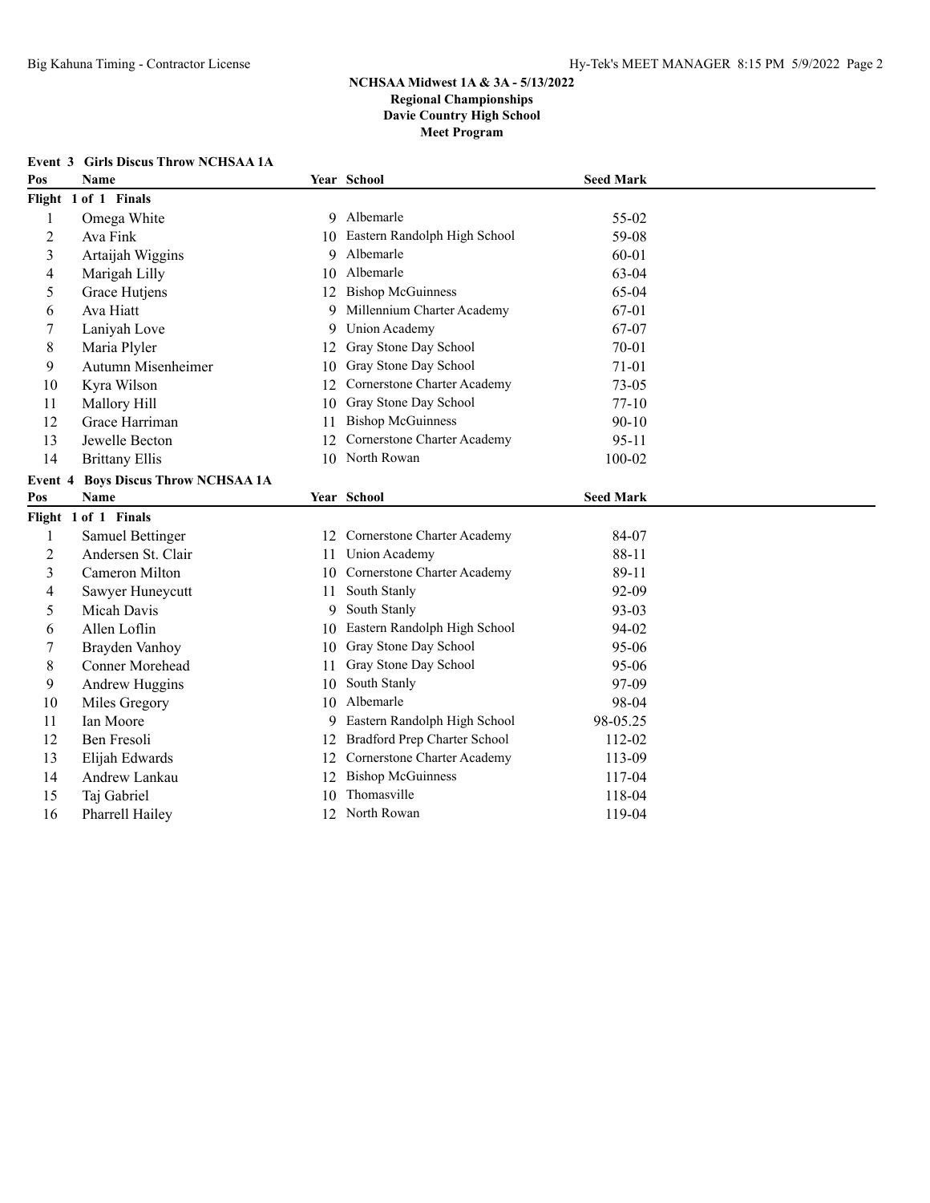# NCHSAA Midwest 1A & 3A - 5/13/2022
## Regional Championships
## Davie Country High School
## Meet Program

### Event 3 Girls Discus Throw NCHSAA 1A

| Pos | Name | Year | School | Seed Mark |
|---|---|---|---|---|
| **Flight 1 of 1 Finals** | | | | |
| 1 | Omega White | 9 | Albemarle | 55-02 |
| 2 | Ava Fink | 10 | Eastern Randolph High School | 59-08 |
| 3 | Artaijah Wiggins | 9 | Albemarle | 60-01 |
| 4 | Marigah Lilly | 10 | Albemarle | 63-04 |
| 5 | Grace Hutjens | 12 | Bishop McGuinness | 65-04 |
| 6 | Ava Hiatt | 9 | Millennium Charter Academy | 67-01 |
| 7 | Laniyah Love | 9 | Union Academy | 67-07 |
| 8 | Maria Plyler | 12 | Gray Stone Day School | 70-01 |
| 9 | Autumn Misenheimer | 10 | Gray Stone Day School | 71-01 |
| 10 | Kyra Wilson | 12 | Cornerstone Charter Academy | 73-05 |
| 11 | Mallory Hill | 10 | Gray Stone Day School | 77-10 |
| 12 | Grace Harriman | 11 | Bishop McGuinness | 90-10 |
| 13 | Jewelle Becton | 12 | Cornerstone Charter Academy | 95-11 |
| 14 | Brittany Ellis | 10 | North Rowan | 100-02 |

### Event 4 Boys Discus Throw NCHSAA 1A

| Pos | Name | Year | School | Seed Mark |
|---|---|---|---|---|
| **Flight 1 of 1 Finals** | | | | |
| 1 | Samuel Bettinger | 12 | Cornerstone Charter Academy | 84-07 |
| 2 | Andersen St. Clair | 11 | Union Academy | 88-11 |
| 3 | Cameron Milton | 10 | Cornerstone Charter Academy | 89-11 |
| 4 | Sawyer Huneycutt | 11 | South Stanly | 92-09 |
| 5 | Micah Davis | 9 | South Stanly | 93-03 |
| 6 | Allen Loflin | 10 | Eastern Randolph High School | 94-02 |
| 7 | Brayden Vanhoy | 10 | Gray Stone Day School | 95-06 |
| 8 | Conner Morehead | 11 | Gray Stone Day School | 95-06 |
| 9 | Andrew Huggins | 10 | South Stanly | 97-09 |
| 10 | Miles Gregory | 10 | Albemarle | 98-04 |
| 11 | Ian Moore | 9 | Eastern Randolph High School | 98-05.25 |
| 12 | Ben Fresoli | 12 | Bradford Prep Charter School | 112-02 |
| 13 | Elijah Edwards | 12 | Cornerstone Charter Academy | 113-09 |
| 14 | Andrew Lankau | 12 | Bishop McGuinness | 117-04 |
| 15 | Taj Gabriel | 10 | Thomasville | 118-04 |
| 16 | Pharrell Hailey | 12 | North Rowan | 119-04 |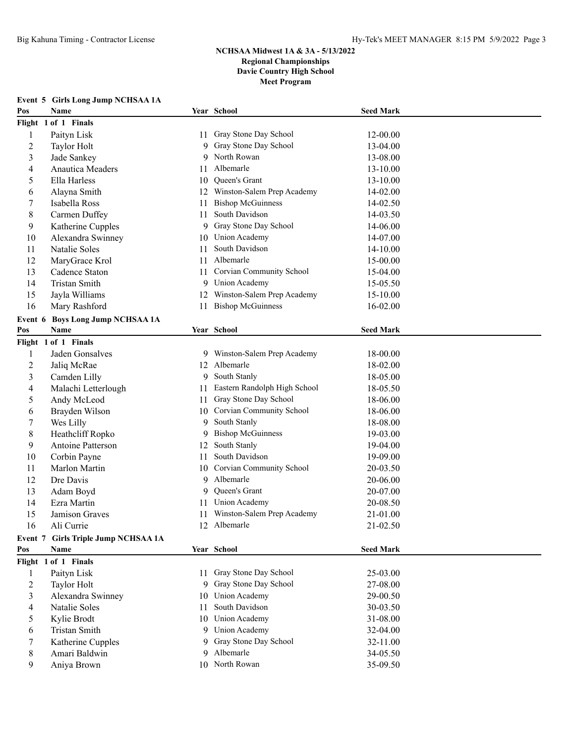## NCHSAA Midwest 1A & 3A - 5/13/2022
## Regional Championships
## Davie Country High School
## Meet Program

### Event 5 Girls Long Jump NCHSAA 1A

| Pos | Name | Year | School | Seed Mark |
|---|---|---|---|---|
| **Flight 1 of 1 Finals** | | | | |
| 1 | Paityn Lisk | 11 | Gray Stone Day School | 12-00.00 |
| 2 | Taylor Holt | 9 | Gray Stone Day School | 13-04.00 |
| 3 | Jade Sankey | 9 | North Rowan | 13-08.00 |
| 4 | Anautica Meaders | 11 | Albemarle | 13-10.00 |
| 5 | Ella Harless | 10 | Queen's Grant | 13-10.00 |
| 6 | Alayna Smith | 12 | Winston-Salem Prep Academy | 14-02.00 |
| 7 | Isabella Ross | 11 | Bishop McGuinness | 14-02.50 |
| 8 | Carmen Duffey | 11 | South Davidson | 14-03.50 |
| 9 | Katherine Cupples | 9 | Gray Stone Day School | 14-06.00 |
| 10 | Alexandra Swinney | 10 | Union Academy | 14-07.00 |
| 11 | Natalie Soles | 11 | South Davidson | 14-10.00 |
| 12 | MaryGrace Krol | 11 | Albemarle | 15-00.00 |
| 13 | Cadence Staton | 11 | Corvian Community School | 15-04.00 |
| 14 | Tristan Smith | 9 | Union Academy | 15-05.50 |
| 15 | Jayla Williams | 12 | Winston-Salem Prep Academy | 15-10.00 |
| 16 | Mary Rashford | 11 | Bishop McGuinness | 16-02.00 |

### Event 6 Boys Long Jump NCHSAA 1A

| Pos | Name | Year | School | Seed Mark |
|---|---|---|---|---|
| **Flight 1 of 1 Finals** | | | | |
| 1 | Jaden Gonsalves | 9 | Winston-Salem Prep Academy | 18-00.00 |
| 2 | Jaliq McRae | 12 | Albemarle | 18-02.00 |
| 3 | Camden Lilly | 9 | South Stanly | 18-05.00 |
| 4 | Malachi Letterlough | 11 | Eastern Randolph High School | 18-05.50 |
| 5 | Andy McLeod | 11 | Gray Stone Day School | 18-06.00 |
| 6 | Brayden Wilson | 10 | Corvian Community School | 18-06.00 |
| 7 | Wes Lilly | 9 | South Stanly | 18-08.00 |
| 8 | Heathcliff Ropko | 9 | Bishop McGuinness | 19-03.00 |
| 9 | Antoine Patterson | 12 | South Stanly | 19-04.00 |
| 10 | Corbin Payne | 11 | South Davidson | 19-09.00 |
| 11 | Marlon Martin | 10 | Corvian Community School | 20-03.50 |
| 12 | Dre Davis | 9 | Albemarle | 20-06.00 |
| 13 | Adam Boyd | 9 | Queen's Grant | 20-07.00 |
| 14 | Ezra Martin | 11 | Union Academy | 20-08.50 |
| 15 | Jamison Graves | 11 | Winston-Salem Prep Academy | 21-01.00 |
| 16 | Ali Currie | 12 | Albemarle | 21-02.50 |

### Event 7 Girls Triple Jump NCHSAA 1A

| Pos | Name | Year | School | Seed Mark |
|---|---|---|---|---|
| **Flight 1 of 1 Finals** | | | | |
| 1 | Paityn Lisk | 11 | Gray Stone Day School | 25-03.00 |
| 2 | Taylor Holt | 9 | Gray Stone Day School | 27-08.00 |
| 3 | Alexandra Swinney | 10 | Union Academy | 29-00.50 |
| 4 | Natalie Soles | 11 | South Davidson | 30-03.50 |
| 5 | Kylie Brodt | 10 | Union Academy | 31-08.00 |
| 6 | Tristan Smith | 9 | Union Academy | 32-04.00 |
| 7 | Katherine Cupples | 9 | Gray Stone Day School | 32-11.00 |
| 8 | Amari Baldwin | 9 | Albemarle | 34-05.50 |
| 9 | Aniya Brown | 10 | North Rowan | 35-09.50 |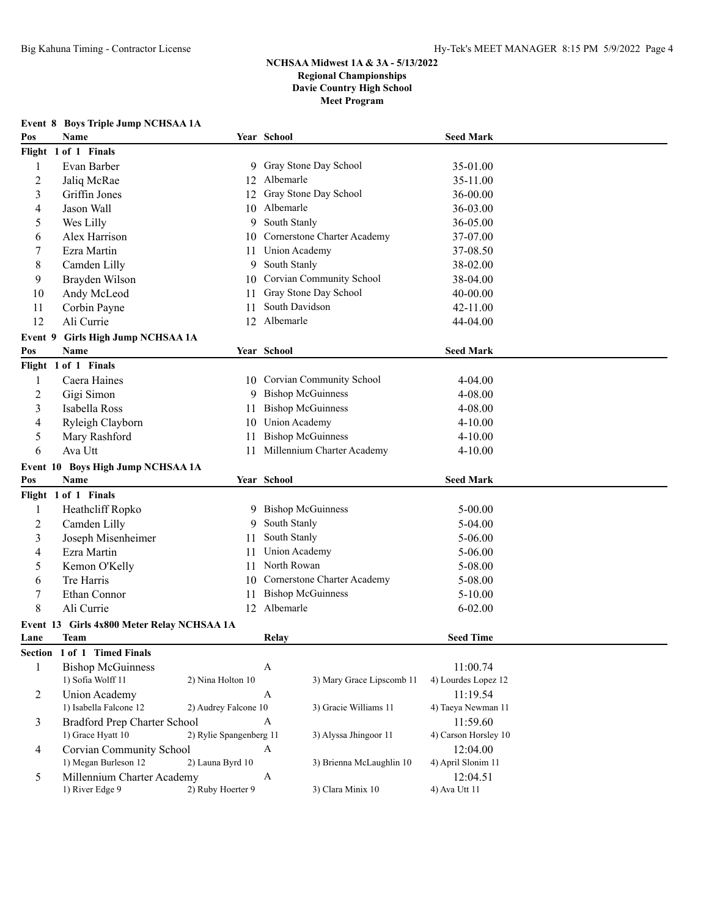**NCHSAA Midwest 1A & 3A - 5/13/2022**
**Regional Championships**
**Davie Country High School**
**Meet Program**

### Event 8 Boys Triple Jump NCHSAA 1A

| Pos | Name | Year | School | Seed Mark |
|---|---|---|---|---|
| **Flight 1 of 1 Finals** | | | | |
| 1 | Evan Barber | 9 | Gray Stone Day School | 35-01.00 |
| 2 | Jaliq McRae | 12 | Albemarle | 35-11.00 |
| 3 | Griffin Jones | 12 | Gray Stone Day School | 36-00.00 |
| 4 | Jason Wall | 10 | Albemarle | 36-03.00 |
| 5 | Wes Lilly | 9 | South Stanly | 36-05.00 |
| 6 | Alex Harrison | 10 | Cornerstone Charter Academy | 37-07.00 |
| 7 | Ezra Martin | 11 | Union Academy | 37-08.50 |
| 8 | Camden Lilly | 9 | South Stanly | 38-02.00 |
| 9 | Brayden Wilson | 10 | Corvian Community School | 38-04.00 |
| 10 | Andy McLeod | 11 | Gray Stone Day School | 40-00.00 |
| 11 | Corbin Payne | 11 | South Davidson | 42-11.00 |
| 12 | Ali Currie | 12 | Albemarle | 44-04.00 |

### Event 9 Girls High Jump NCHSAA 1A

| Pos | Name | Year | School | Seed Mark |
|---|---|---|---|---|
| **Flight 1 of 1 Finals** | | | | |
| 1 | Caera Haines | 10 | Corvian Community School | 4-04.00 |
| 2 | Gigi Simon | 9 | Bishop McGuinness | 4-08.00 |
| 3 | Isabella Ross | 11 | Bishop McGuinness | 4-08.00 |
| 4 | Ryleigh Clayborn | 10 | Union Academy | 4-10.00 |
| 5 | Mary Rashford | 11 | Bishop McGuinness | 4-10.00 |
| 6 | Ava Utt | 11 | Millennium Charter Academy | 4-10.00 |

### Event 10 Boys High Jump NCHSAA 1A

| Pos | Name | Year | School | Seed Mark |
|---|---|---|---|---|
| **Flight 1 of 1 Finals** | | | | |
| 1 | Heathcliff Ropko | 9 | Bishop McGuinness | 5-00.00 |
| 2 | Camden Lilly | 9 | South Stanly | 5-04.00 |
| 3 | Joseph Misenheimer | 11 | South Stanly | 5-06.00 |
| 4 | Ezra Martin | 11 | Union Academy | 5-06.00 |
| 5 | Kemon O'Kelly | 11 | North Rowan | 5-08.00 |
| 6 | Tre Harris | 10 | Cornerstone Charter Academy | 5-08.00 |
| 7 | Ethan Connor | 11 | Bishop McGuinness | 5-10.00 |
| 8 | Ali Currie | 12 | Albemarle | 6-02.00 |

### Event 13 Girls 4x800 Meter Relay NCHSAA 1A

| Lane | Team | | Relay | | Seed Time |
|---|---|---|---|---|---|
| **Section 1 of 1 Timed Finals** | | | | | |
| 1 | Bishop McGuinness | | A | | 11:00.74 |
| | 1) Sofia Wolff 11 | 2) Nina Holton 10 | | 3) Mary Grace Lipscomb 11 | 4) Lourdes Lopez 12 |
| 2 | Union Academy | | A | | 11:19.54 |
| | 1) Isabella Falcone 12 | 2) Audrey Falcone 10 | | 3) Gracie Williams 11 | 4) Taeya Newman 11 |
| 3 | Bradford Prep Charter School | | A | | 11:59.60 |
| | 1) Grace Hyatt 10 | 2) Rylie Spangenberg 11 | | 3) Alyssa Jhingoor 11 | 4) Carson Horsley 10 |
| 4 | Corvian Community School | | A | | 12:04.00 |
| | 1) Megan Burleson 12 | 2) Launa Byrd 10 | | 3) Brienna McLaughlin 10 | 4) April Slonim 11 |
| 5 | Millennium Charter Academy | | A | | 12:04.51 |
| | 1) River Edge 9 | 2) Ruby Hoerter 9 | | 3) Clara Minix 10 | 4) Ava Utt 11 |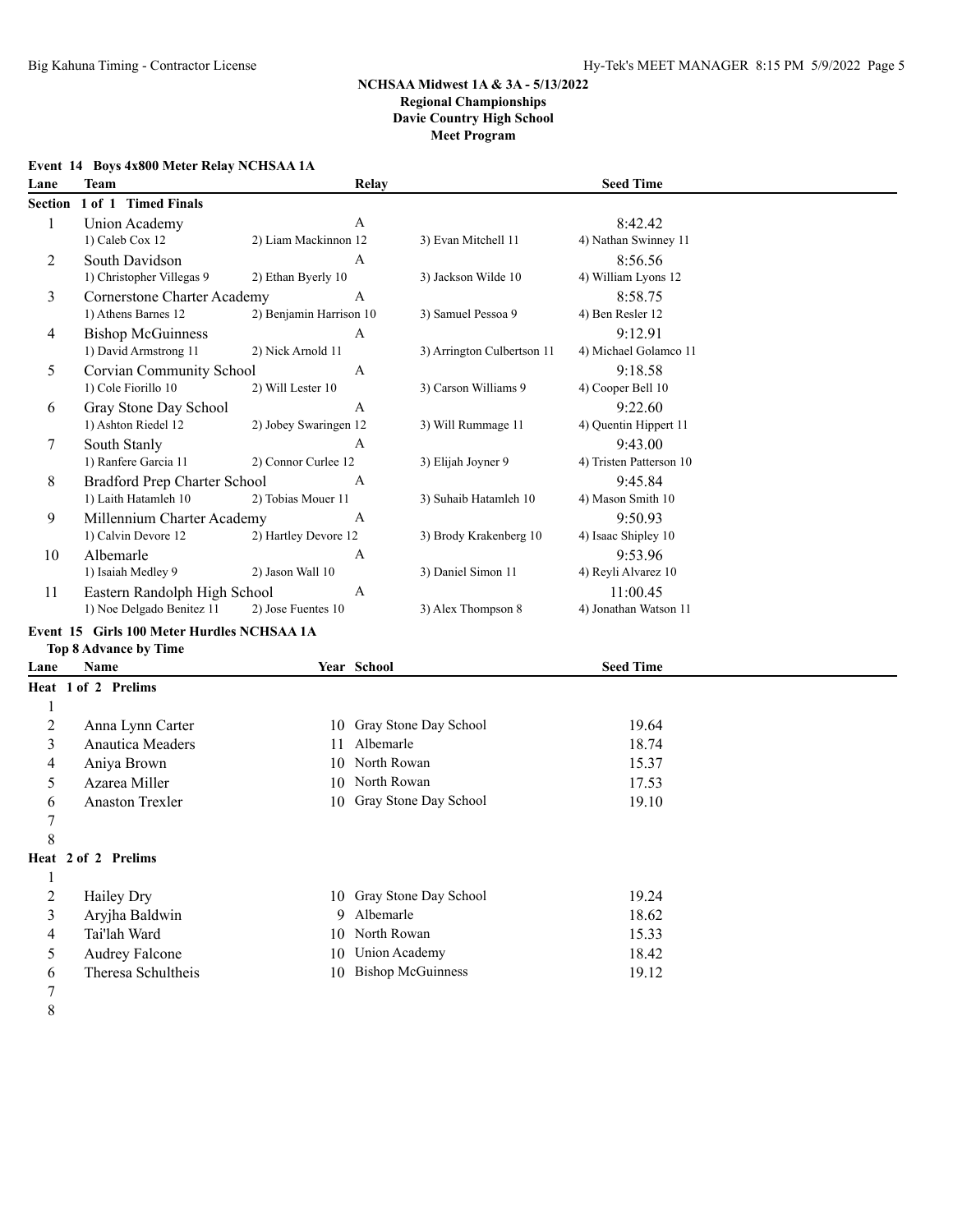# NCHSAA Midwest 1A & 3A - 5/13/2022
## Regional Championships
## Davie Country High School
## Meet Program

### Event 14 Boys 4x800 Meter Relay NCHSAA 1A

| Lane | Team | Relay | Seed Time |
|---|---|---|---|
| **Section 1 of 1 Timed Finals** | | | |
| 1 | Union Academy | A | 8:42.42 |
| | 1) Caleb Cox 12; 2) Liam Mackinnon 12; 3) Evan Mitchell 11; 4) Nathan Swinney 11 | | |
| 2 | South Davidson | A | 8:56.56 |
| | 1) Christopher Villegas 9; 2) Ethan Byerly 10; 3) Jackson Wilde 10; 4) William Lyons 12 | | |
| 3 | Cornerstone Charter Academy | A | 8:58.75 |
| | 1) Athens Barnes 12; 2) Benjamin Harrison 10; 3) Samuel Pessoa 9; 4) Ben Resler 12 | | |
| 4 | Bishop McGuinness | A | 9:12.91 |
| | 1) David Armstrong 11; 2) Nick Arnold 11; 3) Arrington Culbertson 11; 4) Michael Golamco 11 | | |
| 5 | Corvian Community School | A | 9:18.58 |
| | 1) Cole Fiorillo 10; 2) Will Lester 10; 3) Carson Williams 9; 4) Cooper Bell 10 | | |
| 6 | Gray Stone Day School | A | 9:22.60 |
| | 1) Ashton Riedel 12; 2) Jobey Swaringen 12; 3) Will Rummage 11; 4) Quentin Hippert 11 | | |
| 7 | South Stanly | A | 9:43.00 |
| | 1) Ranfere Garcia 11; 2) Connor Curlee 12; 3) Elijah Joyner 9; 4) Tristen Patterson 10 | | |
| 8 | Bradford Prep Charter School | A | 9:45.84 |
| | 1) Laith Hatamleh 10; 2) Tobias Mouer 11; 3) Suhaib Hatamleh 10; 4) Mason Smith 10 | | |
| 9 | Millennium Charter Academy | A | 9:50.93 |
| | 1) Calvin Devore 12; 2) Hartley Devore 12; 3) Brody Krakenberg 10; 4) Isaac Shipley 10 | | |
| 10 | Albemarle | A | 9:53.96 |
| | 1) Isaiah Medley 9; 2) Jason Wall 10; 3) Daniel Simon 11; 4) Reyli Alvarez 10 | | |
| 11 | Eastern Randolph High School | A | 11:00.45 |
| | 1) Noe Delgado Benitez 11; 2) Jose Fuentes 10; 3) Alex Thompson 8; 4) Jonathan Watson 11 | | |

### Event 15 Girls 100 Meter Hurdles NCHSAA 1A

**Top 8 Advance by Time**

| Lane | Name | Year | School | Seed Time |
|---|---|---|---|---|
| **Heat 1 of 2 Prelims** | | | | |
| 1 | | | | |
| 2 | Anna Lynn Carter | 10 | Gray Stone Day School | 19.64 |
| 3 | Anautica Meaders | 11 | Albemarle | 18.74 |
| 4 | Aniya Brown | 10 | North Rowan | 15.37 |
| 5 | Azarea Miller | 10 | North Rowan | 17.53 |
| 6 | Anaston Trexler | 10 | Gray Stone Day School | 19.10 |
| 7 | | | | |
| 8 | | | | |
| **Heat 2 of 2 Prelims** | | | | |
| 1 | | | | |
| 2 | Hailey Dry | 10 | Gray Stone Day School | 19.24 |
| 3 | Aryjha Baldwin | 9 | Albemarle | 18.62 |
| 4 | Tai'lah Ward | 10 | North Rowan | 15.33 |
| 5 | Audrey Falcone | 10 | Union Academy | 18.42 |
| 6 | Theresa Schultheis | 10 | Bishop McGuinness | 19.12 |
| 7 | | | | |
| 8 | | | | |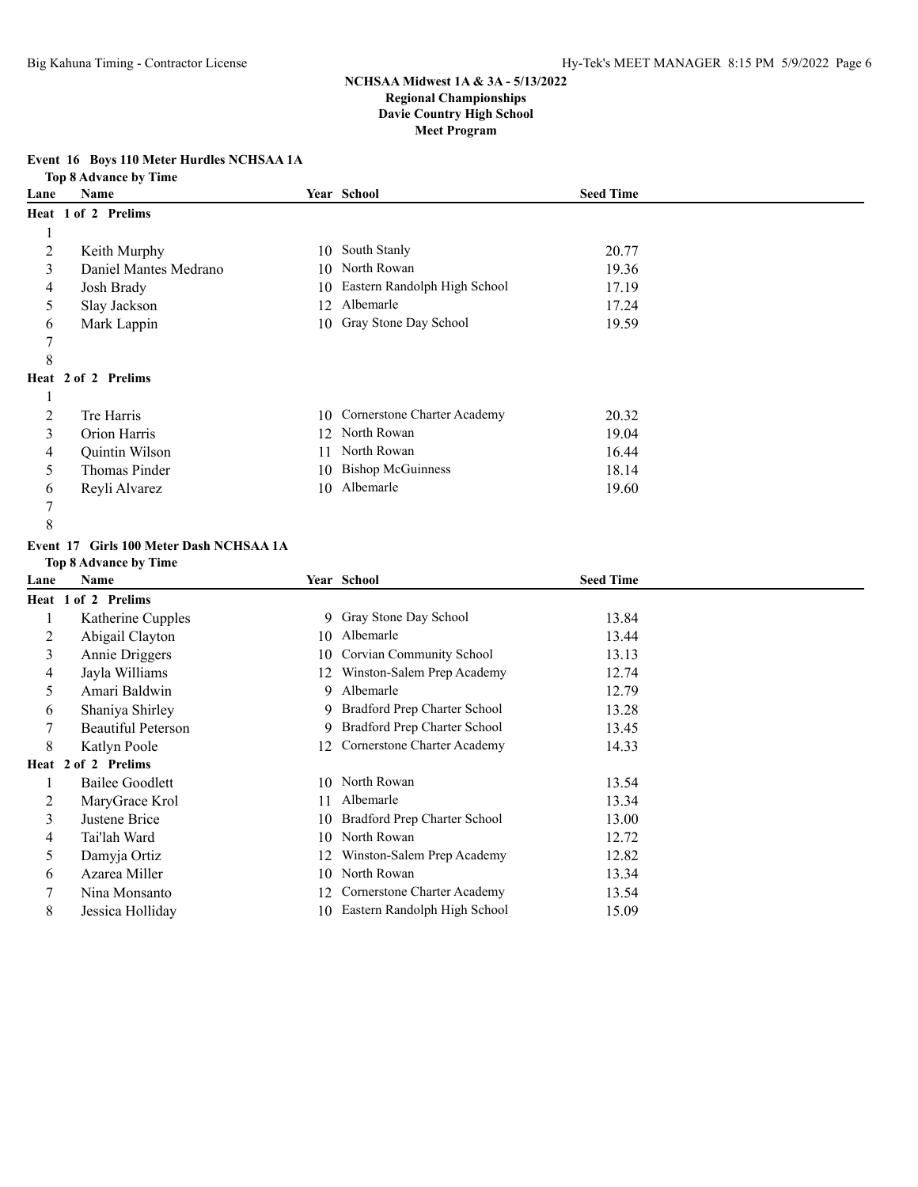**NCHSAA Midwest 1A & 3A - 5/13/2022**
**Regional Championships**
**Davie Country High School**
**Meet Program**

### Event 16 Boys 110 Meter Hurdles NCHSAA 1A

**Top 8 Advance by Time**

| Lane | Name | Year | School | Seed Time |
|---|---|---|---|---|
| **Heat 1 of 2 Prelims** | | | | |
| 1 | | | | |
| 2 | Keith Murphy | 10 | South Stanly | 20.77 |
| 3 | Daniel Mantes Medrano | 10 | North Rowan | 19.36 |
| 4 | Josh Brady | 10 | Eastern Randolph High School | 17.19 |
| 5 | Slay Jackson | 12 | Albemarle | 17.24 |
| 6 | Mark Lappin | 10 | Gray Stone Day School | 19.59 |
| 7 | | | | |
| 8 | | | | |
| **Heat 2 of 2 Prelims** | | | | |
| 1 | | | | |
| 2 | Tre Harris | 10 | Cornerstone Charter Academy | 20.32 |
| 3 | Orion Harris | 12 | North Rowan | 19.04 |
| 4 | Quintin Wilson | 11 | North Rowan | 16.44 |
| 5 | Thomas Pinder | 10 | Bishop McGuinness | 18.14 |
| 6 | Reyli Alvarez | 10 | Albemarle | 19.60 |
| 7 | | | | |
| 8 | | | | |

### Event 17 Girls 100 Meter Dash NCHSAA 1A

**Top 8 Advance by Time**

| Lane | Name | Year | School | Seed Time |
|---|---|---|---|---|
| **Heat 1 of 2 Prelims** | | | | |
| 1 | Katherine Cupples | 9 | Gray Stone Day School | 13.84 |
| 2 | Abigail Clayton | 10 | Albemarle | 13.44 |
| 3 | Annie Driggers | 10 | Corvian Community School | 13.13 |
| 4 | Jayla Williams | 12 | Winston-Salem Prep Academy | 12.74 |
| 5 | Amari Baldwin | 9 | Albemarle | 12.79 |
| 6 | Shaniya Shirley | 9 | Bradford Prep Charter School | 13.28 |
| 7 | Beautiful Peterson | 9 | Bradford Prep Charter School | 13.45 |
| 8 | Katlyn Poole | 12 | Cornerstone Charter Academy | 14.33 |
| **Heat 2 of 2 Prelims** | | | | |
| 1 | Bailee Goodlett | 10 | North Rowan | 13.54 |
| 2 | MaryGrace Krol | 11 | Albemarle | 13.34 |
| 3 | Justene Brice | 10 | Bradford Prep Charter School | 13.00 |
| 4 | Tai'lah Ward | 10 | North Rowan | 12.72 |
| 5 | Damyja Ortiz | 12 | Winston-Salem Prep Academy | 12.82 |
| 6 | Azarea Miller | 10 | North Rowan | 13.34 |
| 7 | Nina Monsanto | 12 | Cornerstone Charter Academy | 13.54 |
| 8 | Jessica Holliday | 10 | Eastern Randolph High School | 15.09 |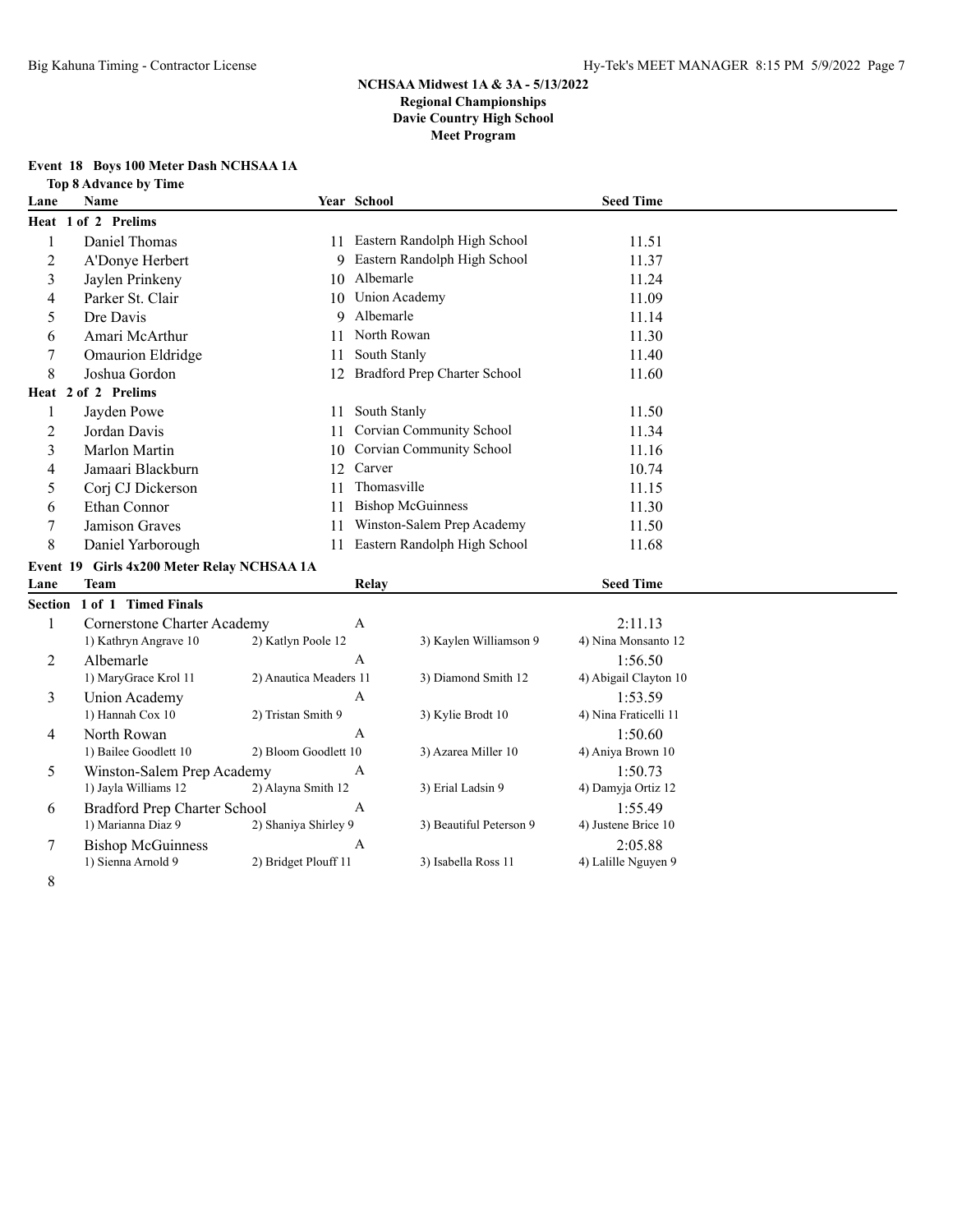# NCHSAA Midwest 1A & 3A - 5/13/2022
## Regional Championships
## Davie Country High School
## Meet Program

### Event 18 Boys 100 Meter Dash NCHSAA 1A

**Top 8 Advance by Time**

| Lane | Name | Year | School | Seed Time |
|---|---|---|---|---|
| **Heat 1 of 2 Prelims** | | | | |
| 1 | Daniel Thomas | 11 | Eastern Randolph High School | 11.51 |
| 2 | A'Donye Herbert | 9 | Eastern Randolph High School | 11.37 |
| 3 | Jaylen Prinkeny | 10 | Albemarle | 11.24 |
| 4 | Parker St. Clair | 10 | Union Academy | 11.09 |
| 5 | Dre Davis | 9 | Albemarle | 11.14 |
| 6 | Amari McArthur | 11 | North Rowan | 11.30 |
| 7 | Omaurion Eldridge | 11 | South Stanly | 11.40 |
| 8 | Joshua Gordon | 12 | Bradford Prep Charter School | 11.60 |
| **Heat 2 of 2 Prelims** | | | | |
| 1 | Jayden Powe | 11 | South Stanly | 11.50 |
| 2 | Jordan Davis | 11 | Corvian Community School | 11.34 |
| 3 | Marlon Martin | 10 | Corvian Community School | 11.16 |
| 4 | Jamaari Blackburn | 12 | Carver | 10.74 |
| 5 | Corj CJ Dickerson | 11 | Thomasville | 11.15 |
| 6 | Ethan Connor | 11 | Bishop McGuinness | 11.30 |
| 7 | Jamison Graves | 11 | Winston-Salem Prep Academy | 11.50 |
| 8 | Daniel Yarborough | 11 | Eastern Randolph High School | 11.68 |

### Event 19 Girls 4x200 Meter Relay NCHSAA 1A

| Lane | Team | Relay | | Seed Time |
|---|---|---|---|---|
| **Section 1 of 1 Timed Finals** | | | | |
| 1 | Cornerstone Charter Academy | A | | 2:11.13 |
| | 1) Kathryn Angrave 10 | 2) Katlyn Poole 12 | 3) Kaylen Williamson 9 | 4) Nina Monsanto 12 |
| 2 | Albemarle | A | | 1:56.50 |
| | 1) MaryGrace Krol 11 | 2) Anautica Meaders 11 | 3) Diamond Smith 12 | 4) Abigail Clayton 10 |
| 3 | Union Academy | A | | 1:53.59 |
| | 1) Hannah Cox 10 | 2) Tristan Smith 9 | 3) Kylie Brodt 10 | 4) Nina Fraticelli 11 |
| 4 | North Rowan | A | | 1:50.60 |
| | 1) Bailee Goodlett 10 | 2) Bloom Goodlett 10 | 3) Azarea Miller 10 | 4) Aniya Brown 10 |
| 5 | Winston-Salem Prep Academy | A | | 1:50.73 |
| | 1) Jayla Williams 12 | 2) Alayna Smith 12 | 3) Erial Ladsin 9 | 4) Damyja Ortiz 12 |
| 6 | Bradford Prep Charter School | A | | 1:55.49 |
| | 1) Marianna Diaz 9 | 2) Shaniya Shirley 9 | 3) Beautiful Peterson 9 | 4) Justene Brice 10 |
| 7 | Bishop McGuinness | A | | 2:05.88 |
| | 1) Sienna Arnold 9 | 2) Bridget Plouff 11 | 3) Isabella Ross 11 | 4) Lalille Nguyen 9 |
| 8 | | | | |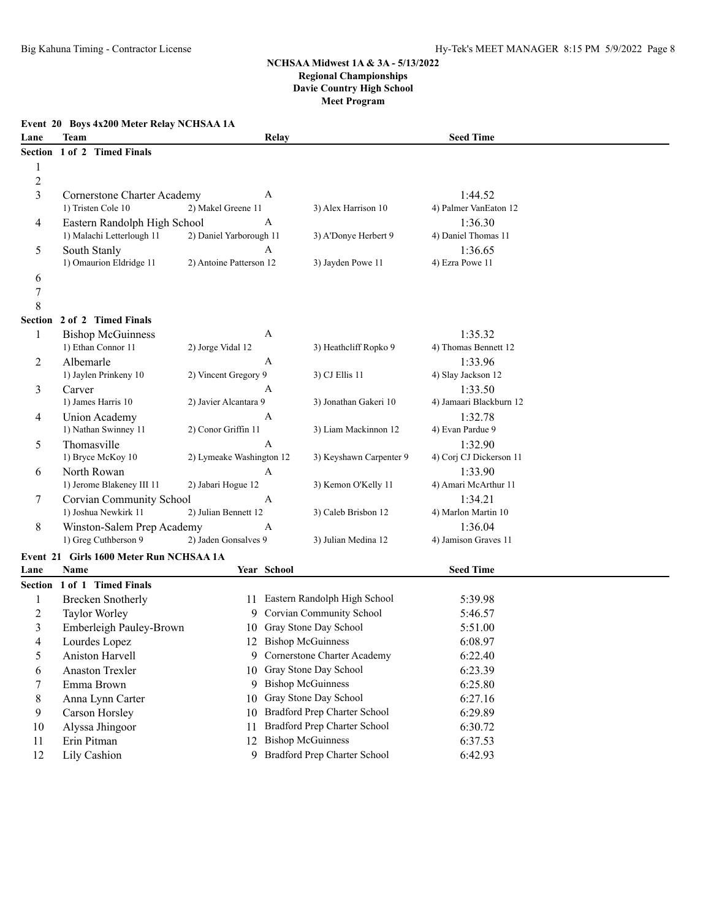**NCHSAA Midwest 1A & 3A - 5/13/2022**
**Regional Championships**
**Davie Country High School**
**Meet Program**

### Event 20 Boys 4x200 Meter Relay NCHSAA 1A

| Lane | Team | Relay | | Seed Time |
|---|---|---|---|---|
| **Section 1 of 2 Timed Finals** | | | | |
| 1 | | | | |
| 2 | | | | |
| 3 | Cornerstone Charter Academy | A | | 1:44.52 |
| | 1) Tristen Cole 10 | 2) Makel Greene 11 | 3) Alex Harrison 10 | 4) Palmer VanEaton 12 |
| 4 | Eastern Randolph High School | A | | 1:36.30 |
| | 1) Malachi Letterlough 11 | 2) Daniel Yarborough 11 | 3) A'Donye Herbert 9 | 4) Daniel Thomas 11 |
| 5 | South Stanly | A | | 1:36.65 |
| | 1) Omaurion Eldridge 11 | 2) Antoine Patterson 12 | 3) Jayden Powe 11 | 4) Ezra Powe 11 |
| 6 | | | | |
| 7 | | | | |
| 8 | | | | |
| **Section 2 of 2 Timed Finals** | | | | |
| 1 | Bishop McGuinness | A | | 1:35.32 |
| | 1) Ethan Connor 11 | 2) Jorge Vidal 12 | 3) Heathcliff Ropko 9 | 4) Thomas Bennett 12 |
| 2 | Albemarle | A | | 1:33.96 |
| | 1) Jaylen Prinkeny 10 | 2) Vincent Gregory 9 | 3) CJ Ellis 11 | 4) Slay Jackson 12 |
| 3 | Carver | A | | 1:33.50 |
| | 1) James Harris 10 | 2) Javier Alcantara 9 | 3) Jonathan Gakeri 10 | 4) Jamaari Blackburn 12 |
| 4 | Union Academy | A | | 1:32.78 |
| | 1) Nathan Swinney 11 | 2) Conor Griffin 11 | 3) Liam Mackinnon 12 | 4) Evan Pardue 9 |
| 5 | Thomasville | A | | 1:32.90 |
| | 1) Bryce McKoy 10 | 2) Lymeake Washington 12 | 3) Keyshawn Carpenter 9 | 4) Corj CJ Dickerson 11 |
| 6 | North Rowan | A | | 1:33.90 |
| | 1) Jerome Blakeney III 11 | 2) Jabari Hogue 12 | 3) Kemon O'Kelly 11 | 4) Amari McArthur 11 |
| 7 | Corvian Community School | A | | 1:34.21 |
| | 1) Joshua Newkirk 11 | 2) Julian Bennett 12 | 3) Caleb Brisbon 12 | 4) Marlon Martin 10 |
| 8 | Winston-Salem Prep Academy | A | | 1:36.04 |
| | 1) Greg Cuthberson 9 | 2) Jaden Gonsalves 9 | 3) Julian Medina 12 | 4) Jamison Graves 11 |

### Event 21 Girls 1600 Meter Run NCHSAA 1A

| Lane | Name | Year | School | Seed Time |
|---|---|---|---|---|
| **Section 1 of 1 Timed Finals** | | | | |
| 1 | Brecken Snotherly | 11 | Eastern Randolph High School | 5:39.98 |
| 2 | Taylor Worley | 9 | Corvian Community School | 5:46.57 |
| 3 | Emberleigh Pauley-Brown | 10 | Gray Stone Day School | 5:51.00 |
| 4 | Lourdes Lopez | 12 | Bishop McGuinness | 6:08.97 |
| 5 | Aniston Harvell | 9 | Cornerstone Charter Academy | 6:22.40 |
| 6 | Anaston Trexler | 10 | Gray Stone Day School | 6:23.39 |
| 7 | Emma Brown | 9 | Bishop McGuinness | 6:25.80 |
| 8 | Anna Lynn Carter | 10 | Gray Stone Day School | 6:27.16 |
| 9 | Carson Horsley | 10 | Bradford Prep Charter School | 6:29.89 |
| 10 | Alyssa Jhingoor | 11 | Bradford Prep Charter School | 6:30.72 |
| 11 | Erin Pitman | 12 | Bishop McGuinness | 6:37.53 |
| 12 | Lily Cashion | 9 | Bradford Prep Charter School | 6:42.93 |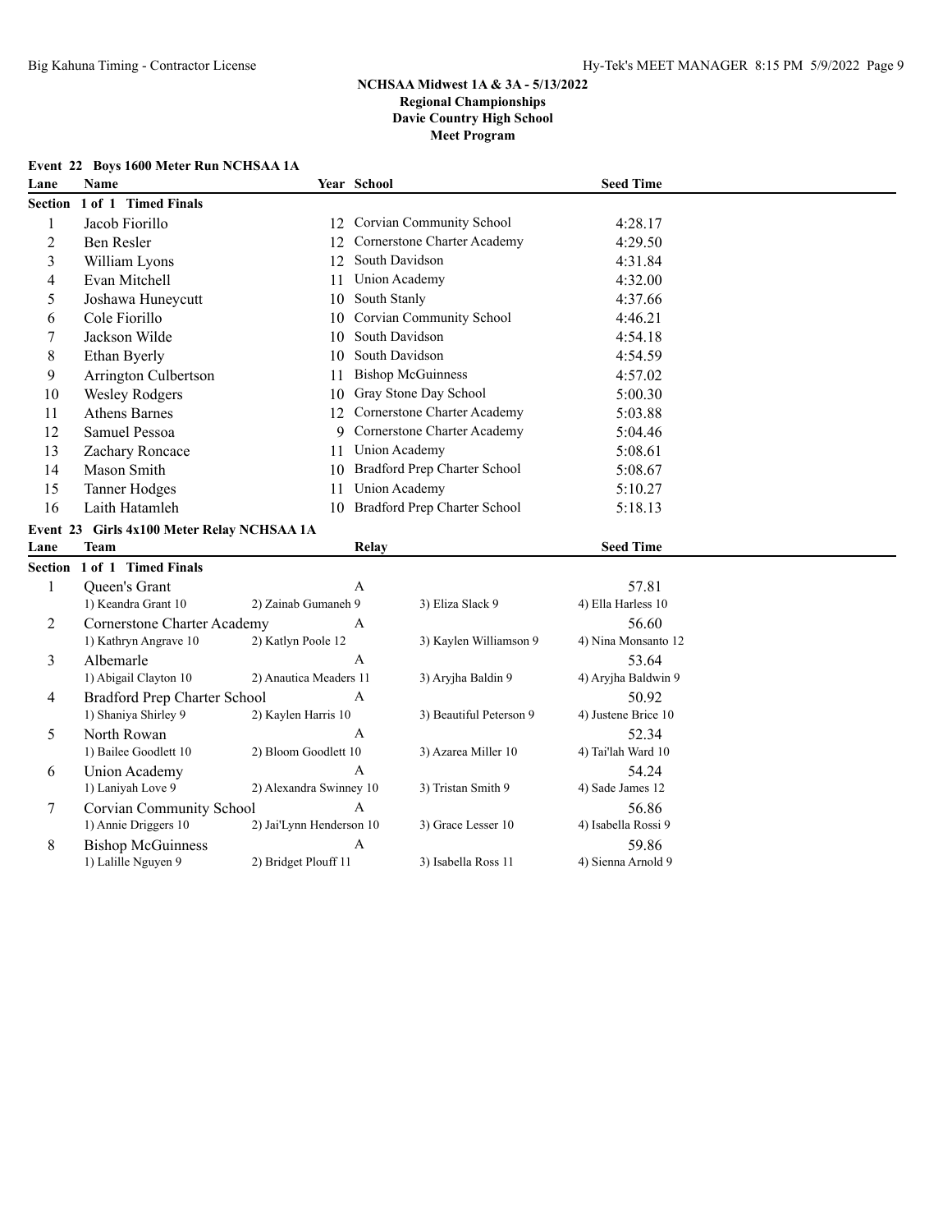## NCHSAA Midwest 1A & 3A - 5/13/2022
## Regional Championships
## Davie Country High School
## Meet Program

### Event 22 Boys 1600 Meter Run NCHSAA 1A

**Section 1 of 1 Timed Finals**

| Lane | Name | Year | School | Seed Time |
|---|---|---|---|---|
| 1 | Jacob Fiorillo | 12 | Corvian Community School | 4:28.17 |
| 2 | Ben Resler | 12 | Cornerstone Charter Academy | 4:29.50 |
| 3 | William Lyons | 12 | South Davidson | 4:31.84 |
| 4 | Evan Mitchell | 11 | Union Academy | 4:32.00 |
| 5 | Joshawa Huneycutt | 10 | South Stanly | 4:37.66 |
| 6 | Cole Fiorillo | 10 | Corvian Community School | 4:46.21 |
| 7 | Jackson Wilde | 10 | South Davidson | 4:54.18 |
| 8 | Ethan Byerly | 10 | South Davidson | 4:54.59 |
| 9 | Arrington Culbertson | 11 | Bishop McGuinness | 4:57.02 |
| 10 | Wesley Rodgers | 10 | Gray Stone Day School | 5:00.30 |
| 11 | Athens Barnes | 12 | Cornerstone Charter Academy | 5:03.88 |
| 12 | Samuel Pessoa | 9 | Cornerstone Charter Academy | 5:04.46 |
| 13 | Zachary Roncace | 11 | Union Academy | 5:08.61 |
| 14 | Mason Smith | 10 | Bradford Prep Charter School | 5:08.67 |
| 15 | Tanner Hodges | 11 | Union Academy | 5:10.27 |
| 16 | Laith Hatamleh | 10 | Bradford Prep Charter School | 5:18.13 |

### Event 23 Girls 4x100 Meter Relay NCHSAA 1A

**Section 1 of 1 Timed Finals**

| Lane | Team | Relay | | Seed Time |
|---|---|---|---|---|
| 1 | Queen's Grant | A | | 57.81 |
| | 1) Keandra Grant 10 | 2) Zainab Gumaneh 9 | 3) Eliza Slack 9 | 4) Ella Harless 10 |
| 2 | Cornerstone Charter Academy | A | | 56.60 |
| | 1) Kathryn Angrave 10 | 2) Katlyn Poole 12 | 3) Kaylen Williamson 9 | 4) Nina Monsanto 12 |
| 3 | Albemarle | A | | 53.64 |
| | 1) Abigail Clayton 10 | 2) Anautica Meaders 11 | 3) Aryjha Baldin 9 | 4) Aryjha Baldwin 9 |
| 4 | Bradford Prep Charter School | A | | 50.92 |
| | 1) Shaniya Shirley 9 | 2) Kaylen Harris 10 | 3) Beautiful Peterson 9 | 4) Justene Brice 10 |
| 5 | North Rowan | A | | 52.34 |
| | 1) Bailee Goodlett 10 | 2) Bloom Goodlett 10 | 3) Azarea Miller 10 | 4) Tai'lah Ward 10 |
| 6 | Union Academy | A | | 54.24 |
| | 1) Laniyah Love 9 | 2) Alexandra Swinney 10 | 3) Tristan Smith 9 | 4) Sade James 12 |
| 7 | Corvian Community School | A | | 56.86 |
| | 1) Annie Driggers 10 | 2) Jai'Lynn Henderson 10 | 3) Grace Lesser 10 | 4) Isabella Rossi 9 |
| 8 | Bishop McGuinness | A | | 59.86 |
| | 1) Lalille Nguyen 9 | 2) Bridget Plouff 11 | 3) Isabella Ross 11 | 4) Sienna Arnold 9 |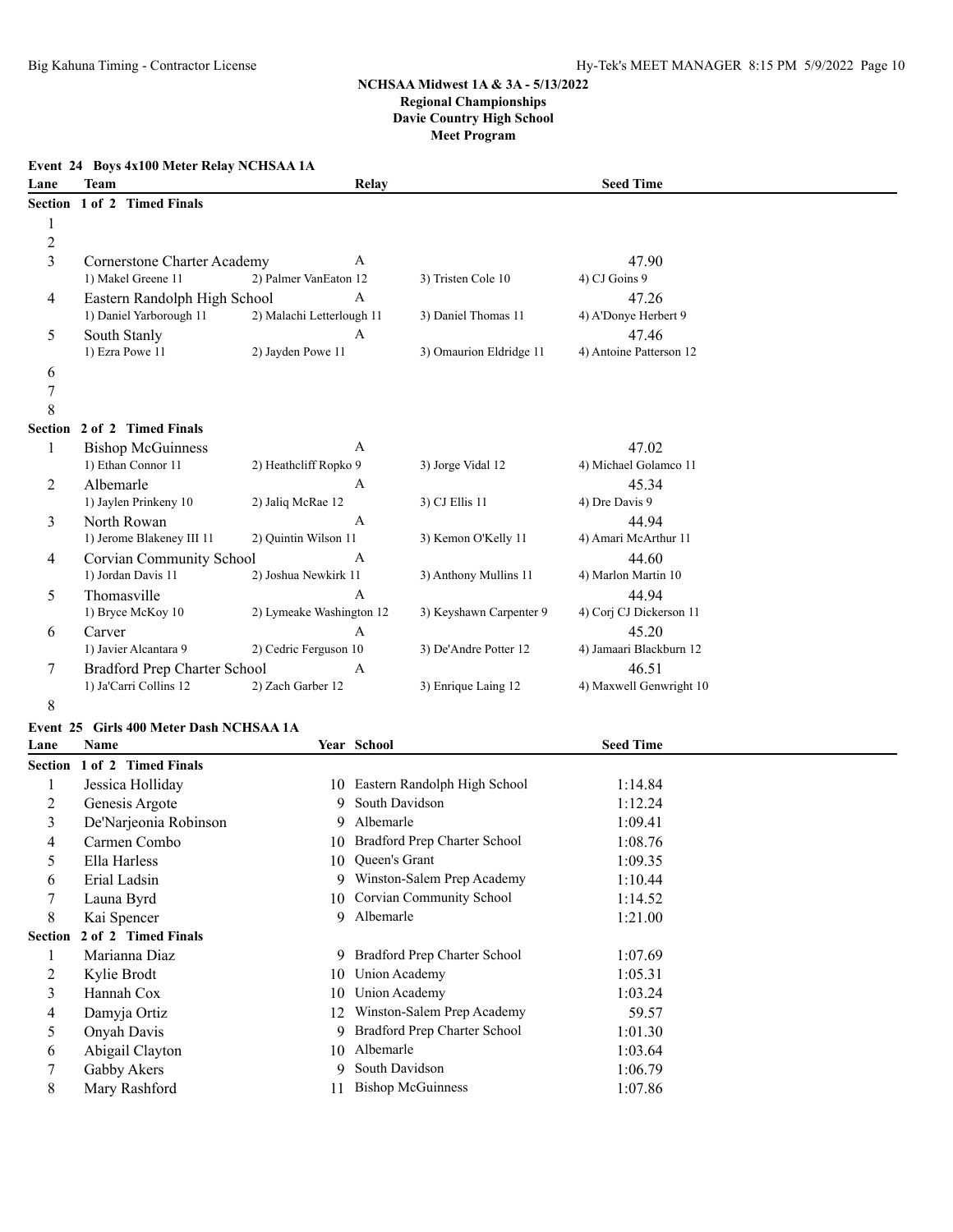**NCHSAA Midwest 1A & 3A - 5/13/2022**
**Regional Championships**
**Davie Country High School**
**Meet Program**

### Event 24 Boys 4x100 Meter Relay NCHSAA 1A

| Lane | Team | Relay | | Seed Time |
|---|---|---|---|---|
| **Section 1 of 2 Timed Finals** | | | | |
| 1 | | | | |
| 2 | | | | |
| 3 | Cornerstone Charter Academy | A | | 47.90 |
| | 1) Makel Greene 11 | 2) Palmer VanEaton 12 | 3) Tristen Cole 10 | 4) CJ Goins 9 |
| 4 | Eastern Randolph High School | A | | 47.26 |
| | 1) Daniel Yarborough 11 | 2) Malachi Letterlough 11 | 3) Daniel Thomas 11 | 4) A'Donye Herbert 9 |
| 5 | South Stanly | A | | 47.46 |
| | 1) Ezra Powe 11 | 2) Jayden Powe 11 | 3) Omaurion Eldridge 11 | 4) Antoine Patterson 12 |
| 6 | | | | |
| 7 | | | | |
| 8 | | | | |
| **Section 2 of 2 Timed Finals** | | | | |
| 1 | Bishop McGuinness | A | | 47.02 |
| | 1) Ethan Connor 11 | 2) Heathcliff Ropko 9 | 3) Jorge Vidal 12 | 4) Michael Golamco 11 |
| 2 | Albemarle | A | | 45.34 |
| | 1) Jaylen Prinkeny 10 | 2) Jaliq McRae 12 | 3) CJ Ellis 11 | 4) Dre Davis 9 |
| 3 | North Rowan | A | | 44.94 |
| | 1) Jerome Blakeney III 11 | 2) Quintin Wilson 11 | 3) Kemon O'Kelly 11 | 4) Amari McArthur 11 |
| 4 | Corvian Community School | A | | 44.60 |
| | 1) Jordan Davis 11 | 2) Joshua Newkirk 11 | 3) Anthony Mullins 11 | 4) Marlon Martin 10 |
| 5 | Thomasville | A | | 44.94 |
| | 1) Bryce McKoy 10 | 2) Lymeake Washington 12 | 3) Keyshawn Carpenter 9 | 4) Corj CJ Dickerson 11 |
| 6 | Carver | A | | 45.20 |
| | 1) Javier Alcantara 9 | 2) Cedric Ferguson 10 | 3) De'Andre Potter 12 | 4) Jamaari Blackburn 12 |
| 7 | Bradford Prep Charter School | A | | 46.51 |
| | 1) Ja'Carri Collins 12 | 2) Zach Garber 12 | 3) Enrique Laing 12 | 4) Maxwell Genwright 10 |
| 8 | | | | |

### Event 25 Girls 400 Meter Dash NCHSAA 1A

| Lane | Name | Year | School | Seed Time |
|---|---|---|---|---|
| **Section 1 of 2 Timed Finals** | | | | |
| 1 | Jessica Holliday | 10 | Eastern Randolph High School | 1:14.84 |
| 2 | Genesis Argote | 9 | South Davidson | 1:12.24 |
| 3 | De'Narjeonia Robinson | 9 | Albemarle | 1:09.41 |
| 4 | Carmen Combo | 10 | Bradford Prep Charter School | 1:08.76 |
| 5 | Ella Harless | 10 | Queen's Grant | 1:09.35 |
| 6 | Erial Ladsin | 9 | Winston-Salem Prep Academy | 1:10.44 |
| 7 | Launa Byrd | 10 | Corvian Community School | 1:14.52 |
| 8 | Kai Spencer | 9 | Albemarle | 1:21.00 |
| **Section 2 of 2 Timed Finals** | | | | |
| 1 | Marianna Diaz | 9 | Bradford Prep Charter School | 1:07.69 |
| 2 | Kylie Brodt | 10 | Union Academy | 1:05.31 |
| 3 | Hannah Cox | 10 | Union Academy | 1:03.24 |
| 4 | Damyja Ortiz | 12 | Winston-Salem Prep Academy | 59.57 |
| 5 | Onyah Davis | 9 | Bradford Prep Charter School | 1:01.30 |
| 6 | Abigail Clayton | 10 | Albemarle | 1:03.64 |
| 7 | Gabby Akers | 9 | South Davidson | 1:06.79 |
| 8 | Mary Rashford | 11 | Bishop McGuinness | 1:07.86 |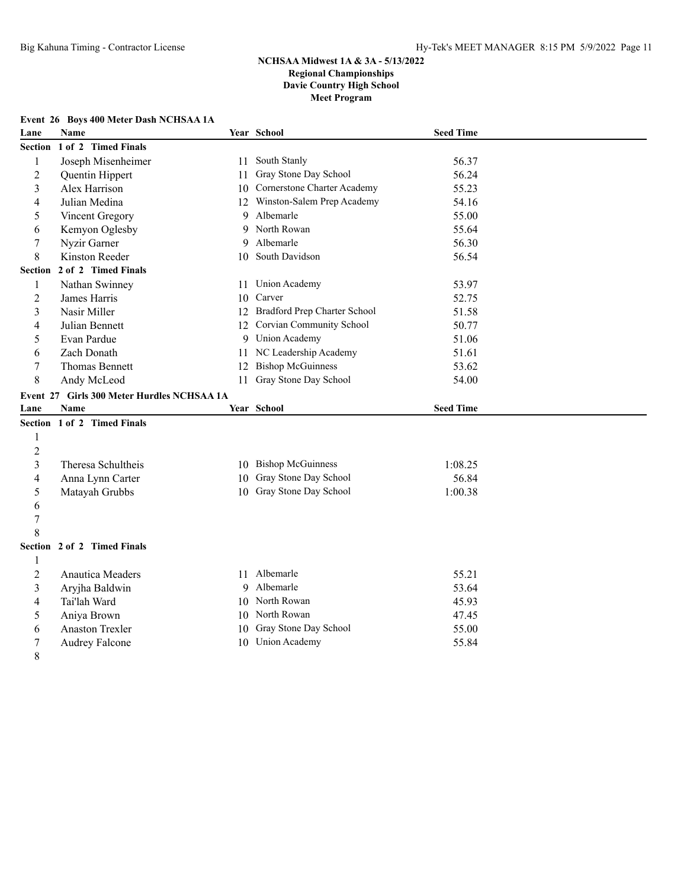**NCHSAA Midwest 1A & 3A - 5/13/2022**
**Regional Championships**
**Davie Country High School**
**Meet Program**

### Event 26 Boys 400 Meter Dash NCHSAA 1A

| Lane | Name | Year | School | Seed Time |
|---|---|---|---|---|
| **Section 1 of 2 Timed Finals** | | | | |
| 1 | Joseph Misenheimer | 11 | South Stanly | 56.37 |
| 2 | Quentin Hippert | 11 | Gray Stone Day School | 56.24 |
| 3 | Alex Harrison | 10 | Cornerstone Charter Academy | 55.23 |
| 4 | Julian Medina | 12 | Winston-Salem Prep Academy | 54.16 |
| 5 | Vincent Gregory | 9 | Albemarle | 55.00 |
| 6 | Kemyon Oglesby | 9 | North Rowan | 55.64 |
| 7 | Nyzir Garner | 9 | Albemarle | 56.30 |
| 8 | Kinston Reeder | 10 | South Davidson | 56.54 |
| **Section 2 of 2 Timed Finals** | | | | |
| 1 | Nathan Swinney | 11 | Union Academy | 53.97 |
| 2 | James Harris | 10 | Carver | 52.75 |
| 3 | Nasir Miller | 12 | Bradford Prep Charter School | 51.58 |
| 4 | Julian Bennett | 12 | Corvian Community School | 50.77 |
| 5 | Evan Pardue | 9 | Union Academy | 51.06 |
| 6 | Zach Donath | 11 | NC Leadership Academy | 51.61 |
| 7 | Thomas Bennett | 12 | Bishop McGuinness | 53.62 |
| 8 | Andy McLeod | 11 | Gray Stone Day School | 54.00 |

### Event 27 Girls 300 Meter Hurdles NCHSAA 1A

| Lane | Name | Year | School | Seed Time |
|---|---|---|---|---|
| **Section 1 of 2 Timed Finals** | | | | |
| 1 | | | | |
| 2 | | | | |
| 3 | Theresa Schultheis | 10 | Bishop McGuinness | 1:08.25 |
| 4 | Anna Lynn Carter | 10 | Gray Stone Day School | 56.84 |
| 5 | Matayah Grubbs | 10 | Gray Stone Day School | 1:00.38 |
| 6 | | | | |
| 7 | | | | |
| 8 | | | | |
| **Section 2 of 2 Timed Finals** | | | | |
| 1 | | | | |
| 2 | Anautica Meaders | 11 | Albemarle | 55.21 |
| 3 | Aryjha Baldwin | 9 | Albemarle | 53.64 |
| 4 | Tai'lah Ward | 10 | North Rowan | 45.93 |
| 5 | Aniya Brown | 10 | North Rowan | 47.45 |
| 6 | Anaston Trexler | 10 | Gray Stone Day School | 55.00 |
| 7 | Audrey Falcone | 10 | Union Academy | 55.84 |
| 8 | | | | |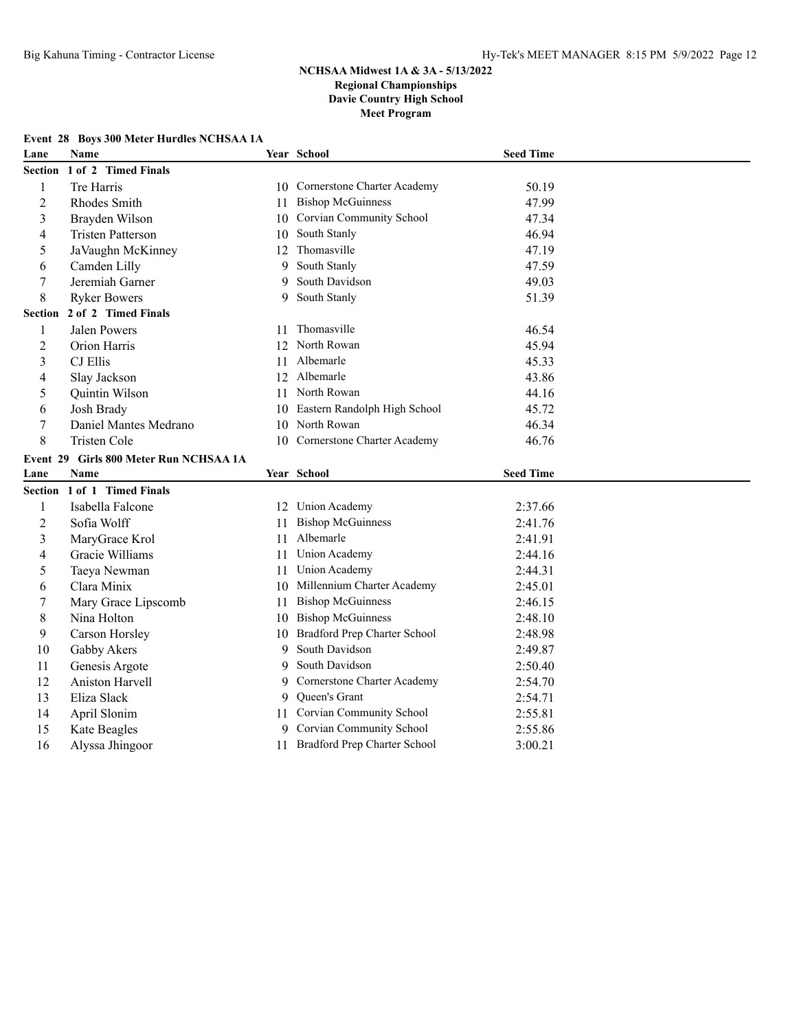**NCHSAA Midwest 1A & 3A - 5/13/2022**
**Regional Championships**
**Davie Country High School**
**Meet Program**

### Event 28 Boys 300 Meter Hurdles NCHSAA 1A

| Lane | Name | Year | School | Seed Time |
|---|---|---|---|---|
| **Section 1 of 2 Timed Finals** | | | | |
| 1 | Tre Harris | 10 | Cornerstone Charter Academy | 50.19 |
| 2 | Rhodes Smith | 11 | Bishop McGuinness | 47.99 |
| 3 | Brayden Wilson | 10 | Corvian Community School | 47.34 |
| 4 | Tristen Patterson | 10 | South Stanly | 46.94 |
| 5 | JaVaughn McKinney | 12 | Thomasville | 47.19 |
| 6 | Camden Lilly | 9 | South Stanly | 47.59 |
| 7 | Jeremiah Garner | 9 | South Davidson | 49.03 |
| 8 | Ryker Bowers | 9 | South Stanly | 51.39 |
| **Section 2 of 2 Timed Finals** | | | | |
| 1 | Jalen Powers | 11 | Thomasville | 46.54 |
| 2 | Orion Harris | 12 | North Rowan | 45.94 |
| 3 | CJ Ellis | 11 | Albemarle | 45.33 |
| 4 | Slay Jackson | 12 | Albemarle | 43.86 |
| 5 | Quintin Wilson | 11 | North Rowan | 44.16 |
| 6 | Josh Brady | 10 | Eastern Randolph High School | 45.72 |
| 7 | Daniel Mantes Medrano | 10 | North Rowan | 46.34 |
| 8 | Tristen Cole | 10 | Cornerstone Charter Academy | 46.76 |

### Event 29 Girls 800 Meter Run NCHSAA 1A

| Lane | Name | Year | School | Seed Time |
|---|---|---|---|---|
| **Section 1 of 1 Timed Finals** | | | | |
| 1 | Isabella Falcone | 12 | Union Academy | 2:37.66 |
| 2 | Sofia Wolff | 11 | Bishop McGuinness | 2:41.76 |
| 3 | MaryGrace Krol | 11 | Albemarle | 2:41.91 |
| 4 | Gracie Williams | 11 | Union Academy | 2:44.16 |
| 5 | Taeya Newman | 11 | Union Academy | 2:44.31 |
| 6 | Clara Minix | 10 | Millennium Charter Academy | 2:45.01 |
| 7 | Mary Grace Lipscomb | 11 | Bishop McGuinness | 2:46.15 |
| 8 | Nina Holton | 10 | Bishop McGuinness | 2:48.10 |
| 9 | Carson Horsley | 10 | Bradford Prep Charter School | 2:48.98 |
| 10 | Gabby Akers | 9 | South Davidson | 2:49.87 |
| 11 | Genesis Argote | 9 | South Davidson | 2:50.40 |
| 12 | Aniston Harvell | 9 | Cornerstone Charter Academy | 2:54.70 |
| 13 | Eliza Slack | 9 | Queen's Grant | 2:54.71 |
| 14 | April Slonim | 11 | Corvian Community School | 2:55.81 |
| 15 | Kate Beagles | 9 | Corvian Community School | 2:55.86 |
| 16 | Alyssa Jhingoor | 11 | Bradford Prep Charter School | 3:00.21 |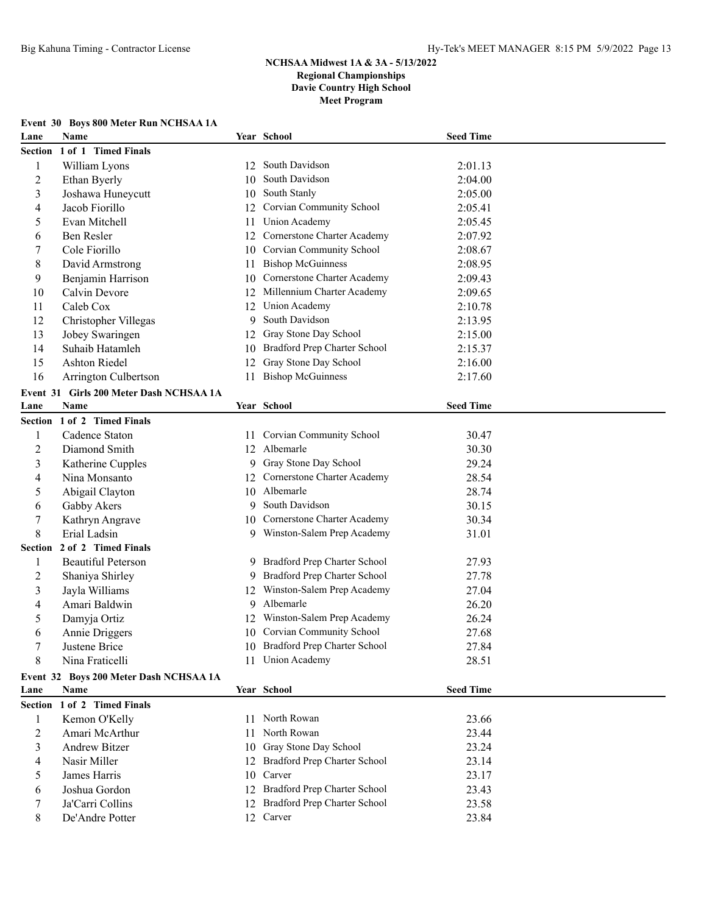**NCHSAA Midwest 1A & 3A - 5/13/2022**
**Regional Championships**
**Davie Country High School**
**Meet Program**

### Event 30 Boys 800 Meter Run NCHSAA 1A

| Lane | Name | Year | School | Seed Time |
|---|---|---|---|---|
| **Section 1 of 1 Timed Finals** | | | | |
| 1 | William Lyons | 12 | South Davidson | 2:01.13 |
| 2 | Ethan Byerly | 10 | South Davidson | 2:04.00 |
| 3 | Joshawa Huneycutt | 10 | South Stanly | 2:05.00 |
| 4 | Jacob Fiorillo | 12 | Corvian Community School | 2:05.41 |
| 5 | Evan Mitchell | 11 | Union Academy | 2:05.45 |
| 6 | Ben Resler | 12 | Cornerstone Charter Academy | 2:07.92 |
| 7 | Cole Fiorillo | 10 | Corvian Community School | 2:08.67 |
| 8 | David Armstrong | 11 | Bishop McGuinness | 2:08.95 |
| 9 | Benjamin Harrison | 10 | Cornerstone Charter Academy | 2:09.43 |
| 10 | Calvin Devore | 12 | Millennium Charter Academy | 2:09.65 |
| 11 | Caleb Cox | 12 | Union Academy | 2:10.78 |
| 12 | Christopher Villegas | 9 | South Davidson | 2:13.95 |
| 13 | Jobey Swaringen | 12 | Gray Stone Day School | 2:15.00 |
| 14 | Suhaib Hatamleh | 10 | Bradford Prep Charter School | 2:15.37 |
| 15 | Ashton Riedel | 12 | Gray Stone Day School | 2:16.00 |
| 16 | Arrington Culbertson | 11 | Bishop McGuinness | 2:17.60 |

### Event 31 Girls 200 Meter Dash NCHSAA 1A

| Lane | Name | Year | School | Seed Time |
|---|---|---|---|---|
| **Section 1 of 2 Timed Finals** | | | | |
| 1 | Cadence Staton | 11 | Corvian Community School | 30.47 |
| 2 | Diamond Smith | 12 | Albemarle | 30.30 |
| 3 | Katherine Cupples | 9 | Gray Stone Day School | 29.24 |
| 4 | Nina Monsanto | 12 | Cornerstone Charter Academy | 28.54 |
| 5 | Abigail Clayton | 10 | Albemarle | 28.74 |
| 6 | Gabby Akers | 9 | South Davidson | 30.15 |
| 7 | Kathryn Angrave | 10 | Cornerstone Charter Academy | 30.34 |
| 8 | Erial Ladsin | 9 | Winston-Salem Prep Academy | 31.01 |
| **Section 2 of 2 Timed Finals** | | | | |
| 1 | Beautiful Peterson | 9 | Bradford Prep Charter School | 27.93 |
| 2 | Shaniya Shirley | 9 | Bradford Prep Charter School | 27.78 |
| 3 | Jayla Williams | 12 | Winston-Salem Prep Academy | 27.04 |
| 4 | Amari Baldwin | 9 | Albemarle | 26.20 |
| 5 | Damyja Ortiz | 12 | Winston-Salem Prep Academy | 26.24 |
| 6 | Annie Driggers | 10 | Corvian Community School | 27.68 |
| 7 | Justene Brice | 10 | Bradford Prep Charter School | 27.84 |
| 8 | Nina Fraticelli | 11 | Union Academy | 28.51 |

### Event 32 Boys 200 Meter Dash NCHSAA 1A

| Lane | Name | Year | School | Seed Time |
|---|---|---|---|---|
| **Section 1 of 2 Timed Finals** | | | | |
| 1 | Kemon O'Kelly | 11 | North Rowan | 23.66 |
| 2 | Amari McArthur | 11 | North Rowan | 23.44 |
| 3 | Andrew Bitzer | 10 | Gray Stone Day School | 23.24 |
| 4 | Nasir Miller | 12 | Bradford Prep Charter School | 23.14 |
| 5 | James Harris | 10 | Carver | 23.17 |
| 6 | Joshua Gordon | 12 | Bradford Prep Charter School | 23.43 |
| 7 | Ja'Carri Collins | 12 | Bradford Prep Charter School | 23.58 |
| 8 | De'Andre Potter | 12 | Carver | 23.84 |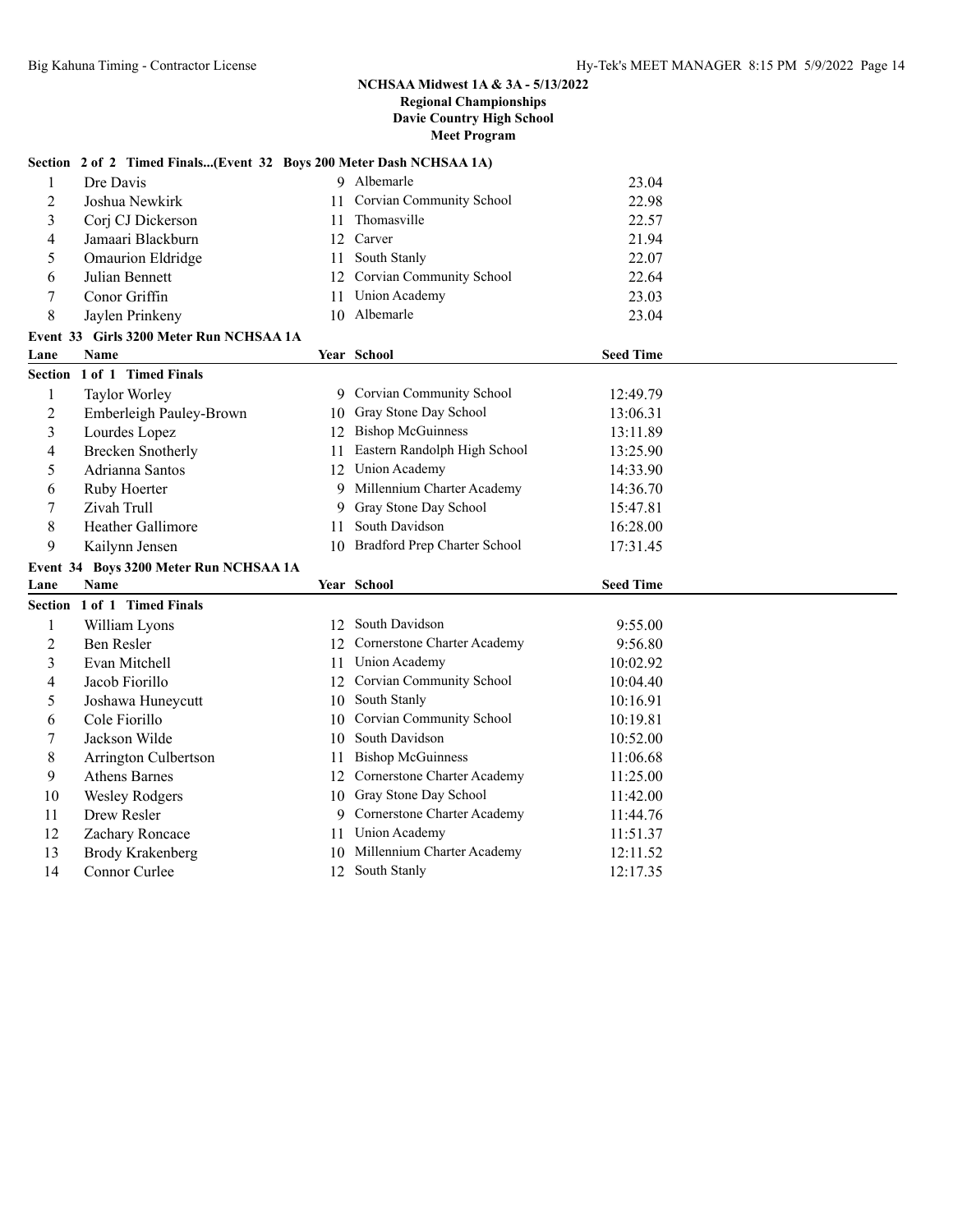**NCHSAA Midwest 1A & 3A - 5/13/2022**
**Regional Championships**
**Davie Country High School**
**Meet Program**

**Section 2 of 2 Timed Finals...(Event 32 Boys 200 Meter Dash NCHSAA 1A)**

| Lane | Name | Year | School | Seed Time |
|---|---|---|---|---|
| 1 | Dre Davis | 9 | Albemarle | 23.04 |
| 2 | Joshua Newkirk | 11 | Corvian Community School | 22.98 |
| 3 | Corj CJ Dickerson | 11 | Thomasville | 22.57 |
| 4 | Jamaari Blackburn | 12 | Carver | 21.94 |
| 5 | Omaurion Eldridge | 11 | South Stanly | 22.07 |
| 6 | Julian Bennett | 12 | Corvian Community School | 22.64 |
| 7 | Conor Griffin | 11 | Union Academy | 23.03 |
| 8 | Jaylen Prinkeny | 10 | Albemarle | 23.04 |

## Event 33 Girls 3200 Meter Run NCHSAA 1A

**Section 1 of 1 Timed Finals**

| Lane | Name | Year | School | Seed Time |
|---|---|---|---|---|
| 1 | Taylor Worley | 9 | Corvian Community School | 12:49.79 |
| 2 | Emberleigh Pauley-Brown | 10 | Gray Stone Day School | 13:06.31 |
| 3 | Lourdes Lopez | 12 | Bishop McGuinness | 13:11.89 |
| 4 | Brecken Snotherly | 11 | Eastern Randolph High School | 13:25.90 |
| 5 | Adrianna Santos | 12 | Union Academy | 14:33.90 |
| 6 | Ruby Hoerter | 9 | Millennium Charter Academy | 14:36.70 |
| 7 | Zivah Trull | 9 | Gray Stone Day School | 15:47.81 |
| 8 | Heather Gallimore | 11 | South Davidson | 16:28.00 |
| 9 | Kailynn Jensen | 10 | Bradford Prep Charter School | 17:31.45 |

## Event 34 Boys 3200 Meter Run NCHSAA 1A

**Section 1 of 1 Timed Finals**

| Lane | Name | Year | School | Seed Time |
|---|---|---|---|---|
| 1 | William Lyons | 12 | South Davidson | 9:55.00 |
| 2 | Ben Resler | 12 | Cornerstone Charter Academy | 9:56.80 |
| 3 | Evan Mitchell | 11 | Union Academy | 10:02.92 |
| 4 | Jacob Fiorillo | 12 | Corvian Community School | 10:04.40 |
| 5 | Joshawa Huneycutt | 10 | South Stanly | 10:16.91 |
| 6 | Cole Fiorillo | 10 | Corvian Community School | 10:19.81 |
| 7 | Jackson Wilde | 10 | South Davidson | 10:52.00 |
| 8 | Arrington Culbertson | 11 | Bishop McGuinness | 11:06.68 |
| 9 | Athens Barnes | 12 | Cornerstone Charter Academy | 11:25.00 |
| 10 | Wesley Rodgers | 10 | Gray Stone Day School | 11:42.00 |
| 11 | Drew Resler | 9 | Cornerstone Charter Academy | 11:44.76 |
| 12 | Zachary Roncace | 11 | Union Academy | 11:51.37 |
| 13 | Brody Krakenberg | 10 | Millennium Charter Academy | 12:11.52 |
| 14 | Connor Curlee | 12 | South Stanly | 12:17.35 |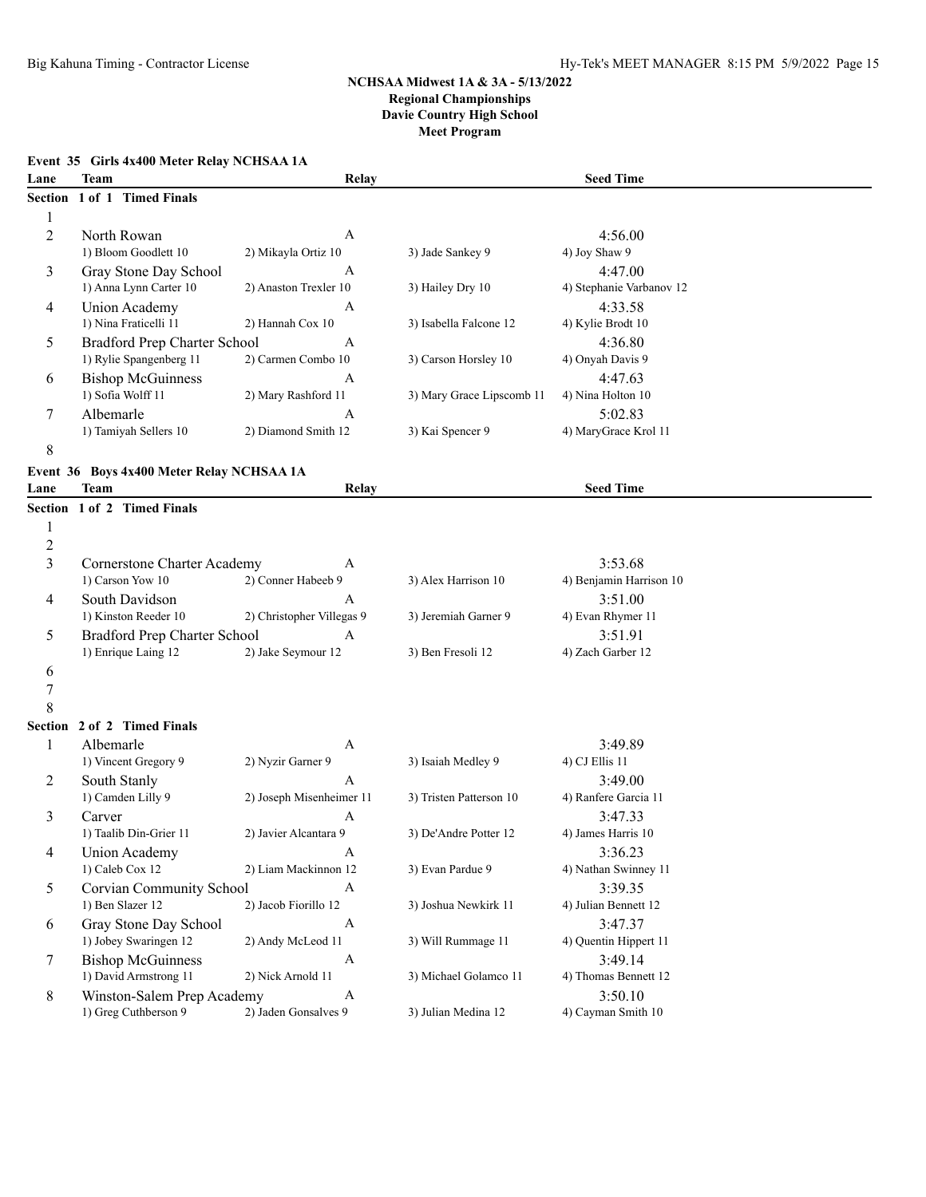**NCHSAA Midwest 1A & 3A - 5/13/2022**
**Regional Championships**
**Davie Country High School**
**Meet Program**

### Event 35 Girls 4x400 Meter Relay NCHSAA 1A

**Section 1 of 1 Timed Finals**

| Lane | Team | Relay | | Seed Time |
|---|---|---|---|---|
| 1 | | | | |
| 2 | North Rowan | A | | 4:56.00 |
| | 1) Bloom Goodlett 10 | 2) Mikayla Ortiz 10 | 3) Jade Sankey 9 | 4) Joy Shaw 9 |
| 3 | Gray Stone Day School | A | | 4:47.00 |
| | 1) Anna Lynn Carter 10 | 2) Anaston Trexler 10 | 3) Hailey Dry 10 | 4) Stephanie Varbanov 12 |
| 4 | Union Academy | A | | 4:33.58 |
| | 1) Nina Fraticelli 11 | 2) Hannah Cox 10 | 3) Isabella Falcone 12 | 4) Kylie Brodt 10 |
| 5 | Bradford Prep Charter School | A | | 4:36.80 |
| | 1) Rylie Spangenberg 11 | 2) Carmen Combo 10 | 3) Carson Horsley 10 | 4) Onyah Davis 9 |
| 6 | Bishop McGuinness | A | | 4:47.63 |
| | 1) Sofia Wolff 11 | 2) Mary Rashford 11 | 3) Mary Grace Lipscomb 11 | 4) Nina Holton 10 |
| 7 | Albemarle | A | | 5:02.83 |
| | 1) Tamiyah Sellers 10 | 2) Diamond Smith 12 | 3) Kai Spencer 9 | 4) MaryGrace Krol 11 |
| 8 | | | | |

### Event 36 Boys 4x400 Meter Relay NCHSAA 1A

**Section 1 of 2 Timed Finals**

| Lane | Team | Relay | | Seed Time |
|---|---|---|---|---|
| 1 | | | | |
| 2 | | | | |
| 3 | Cornerstone Charter Academy | A | | 3:53.68 |
| | 1) Carson Yow 10 | 2) Conner Habeeb 9 | 3) Alex Harrison 10 | 4) Benjamin Harrison 10 |
| 4 | South Davidson | A | | 3:51.00 |
| | 1) Kinston Reeder 10 | 2) Christopher Villegas 9 | 3) Jeremiah Garner 9 | 4) Evan Rhymer 11 |
| 5 | Bradford Prep Charter School | A | | 3:51.91 |
| | 1) Enrique Laing 12 | 2) Jake Seymour 12 | 3) Ben Fresoli 12 | 4) Zach Garber 12 |
| 6 | | | | |
| 7 | | | | |
| 8 | | | | |

**Section 2 of 2 Timed Finals**

| Lane | Team | Relay | | Seed Time |
|---|---|---|---|---|
| 1 | Albemarle | A | | 3:49.89 |
| | 1) Vincent Gregory 9 | 2) Nyzir Garner 9 | 3) Isaiah Medley 9 | 4) CJ Ellis 11 |
| 2 | South Stanly | A | | 3:49.00 |
| | 1) Camden Lilly 9 | 2) Joseph Misenheimer 11 | 3) Tristen Patterson 10 | 4) Ranfere Garcia 11 |
| 3 | Carver | A | | 3:47.33 |
| | 1) Taalib Din-Grier 11 | 2) Javier Alcantara 9 | 3) De'Andre Potter 12 | 4) James Harris 10 |
| 4 | Union Academy | A | | 3:36.23 |
| | 1) Caleb Cox 12 | 2) Liam Mackinnon 12 | 3) Evan Pardue 9 | 4) Nathan Swinney 11 |
| 5 | Corvian Community School | A | | 3:39.35 |
| | 1) Ben Slazer 12 | 2) Jacob Fiorillo 12 | 3) Joshua Newkirk 11 | 4) Julian Bennett 12 |
| 6 | Gray Stone Day School | A | | 3:47.37 |
| | 1) Jobey Swaringen 12 | 2) Andy McLeod 11 | 3) Will Rummage 11 | 4) Quentin Hippert 11 |
| 7 | Bishop McGuinness | A | | 3:49.14 |
| | 1) David Armstrong 11 | 2) Nick Arnold 11 | 3) Michael Golamco 11 | 4) Thomas Bennett 12 |
| 8 | Winston-Salem Prep Academy | A | | 3:50.10 |
| | 1) Greg Cuthberson 9 | 2) Jaden Gonsalves 9 | 3) Julian Medina 12 | 4) Cayman Smith 10 |